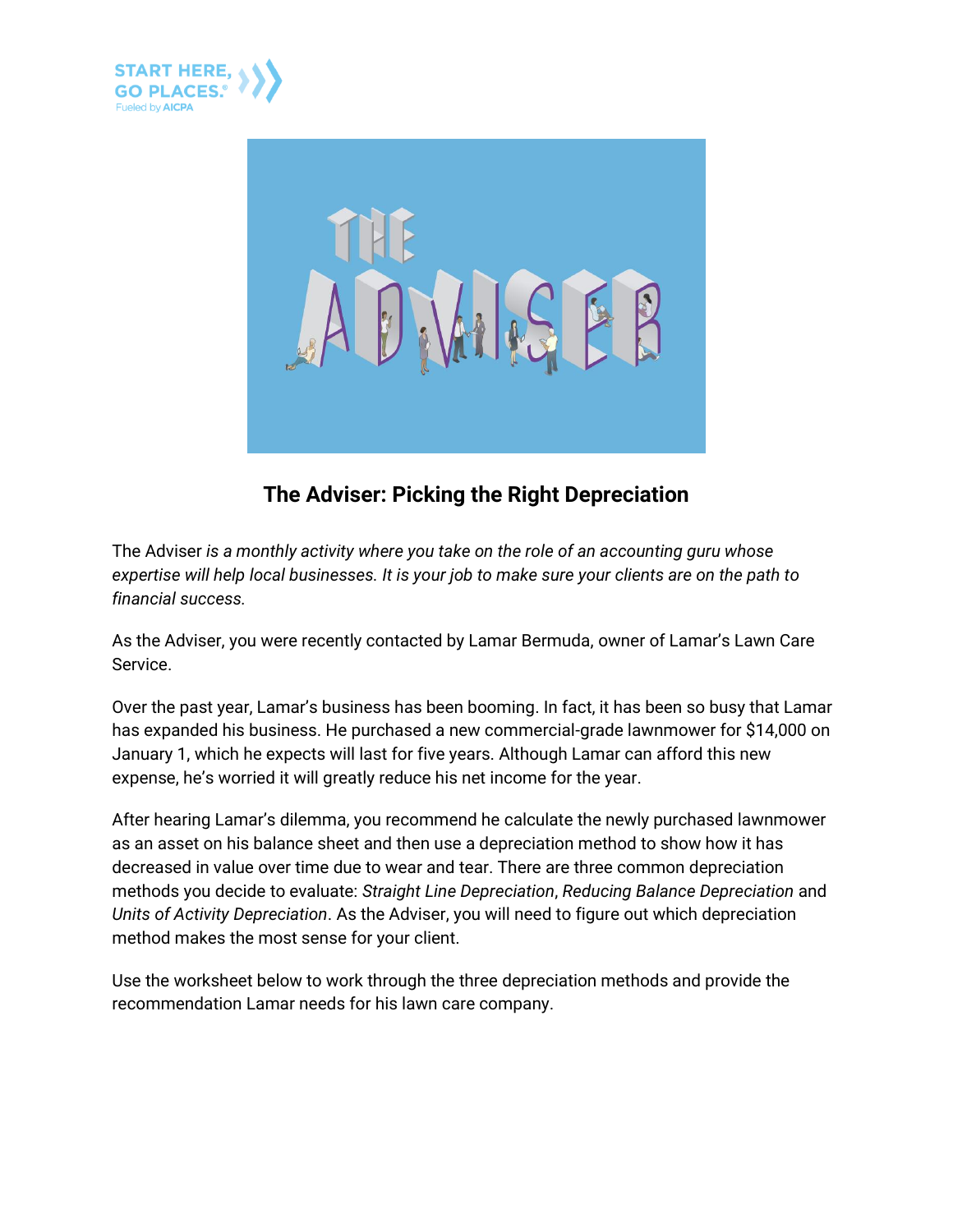# The Adviser: Picking the Right Depreciation

The Adviser *is a monthly activity where you take on the role of an accounting guru whose expertise will help local businesses. It is your job to make sure your clients are on the path to financial success.*

As the Adviser, you were recently contacted by Lamar Bermuda, owner of Lamar's Lawn Care Service.

Over the past year, Lamar's business has been booming. In fact, it has been so busy that Lamar has expanded his business. He purchased a new commercial-grade lawnmower for $14,000 on January 1, which he expects will last for five years. Although Lamar can afford this new expense, he's worried it will greatly reduce his net income for the year.

After hearing Lamar's dilemma, you recommend he calculate the newly purchased lawnmower as an asset on his balance sheet and then use a depreciation method to show how it has decreased in value over time due to wear and tear. There are three common depreciation methods you decide to evaluate: *Straight Line Depreciation*, *Reducing Balance Depreciation* and *Units of Activity Depreciation*. As the Adviser, you will need to figure out which depreciation method makes the most sense for your client.

Use the worksheet below to work through the three depreciation methods and provide the recommendation Lamar needs for his lawn care company.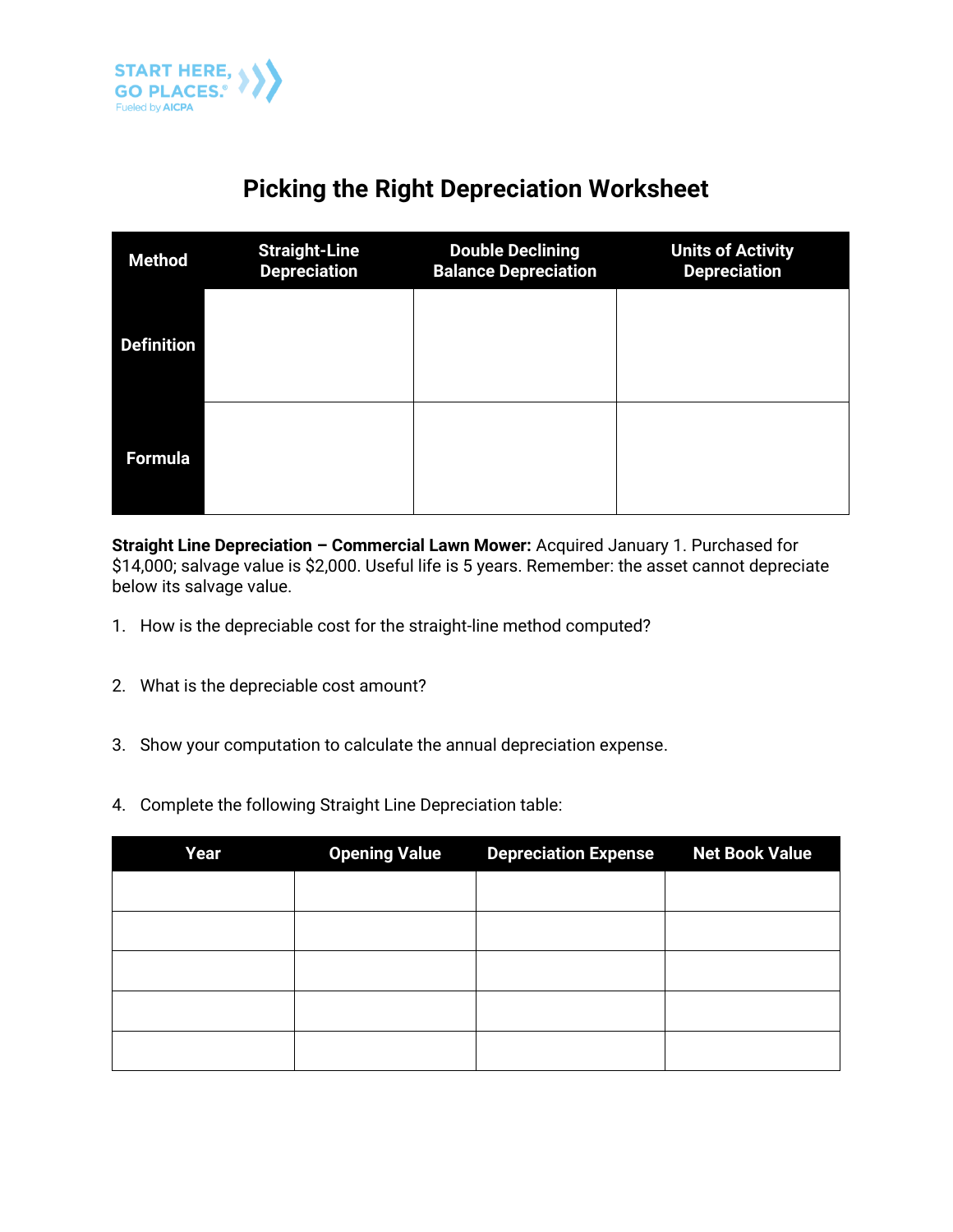START HERE, GO PLACES.® Fueled by AICPA

# Picking the Right Depreciation Worksheet

| Method | Straight-Line Depreciation | Double Declining Balance Depreciation | Units of Activity Depreciation |
|---|---|---|---|
| Definition | | | |
| Formula | | | |

**Straight Line Depreciation – Commercial Lawn Mower:** Acquired January 1. Purchased for $14,000; salvage value is $2,000. Useful life is 5 years. Remember: the asset cannot depreciate below its salvage value.

1. How is the depreciable cost for the straight-line method computed?

2. What is the depreciable cost amount?

3. Show your computation to calculate the annual depreciation expense.

4. Complete the following Straight Line Depreciation table:

| Year | Opening Value | Depreciation Expense | Net Book Value |
|---|---|---|---|
| | | | |
| | | | |
| | | | |
| | | | |
| | | | |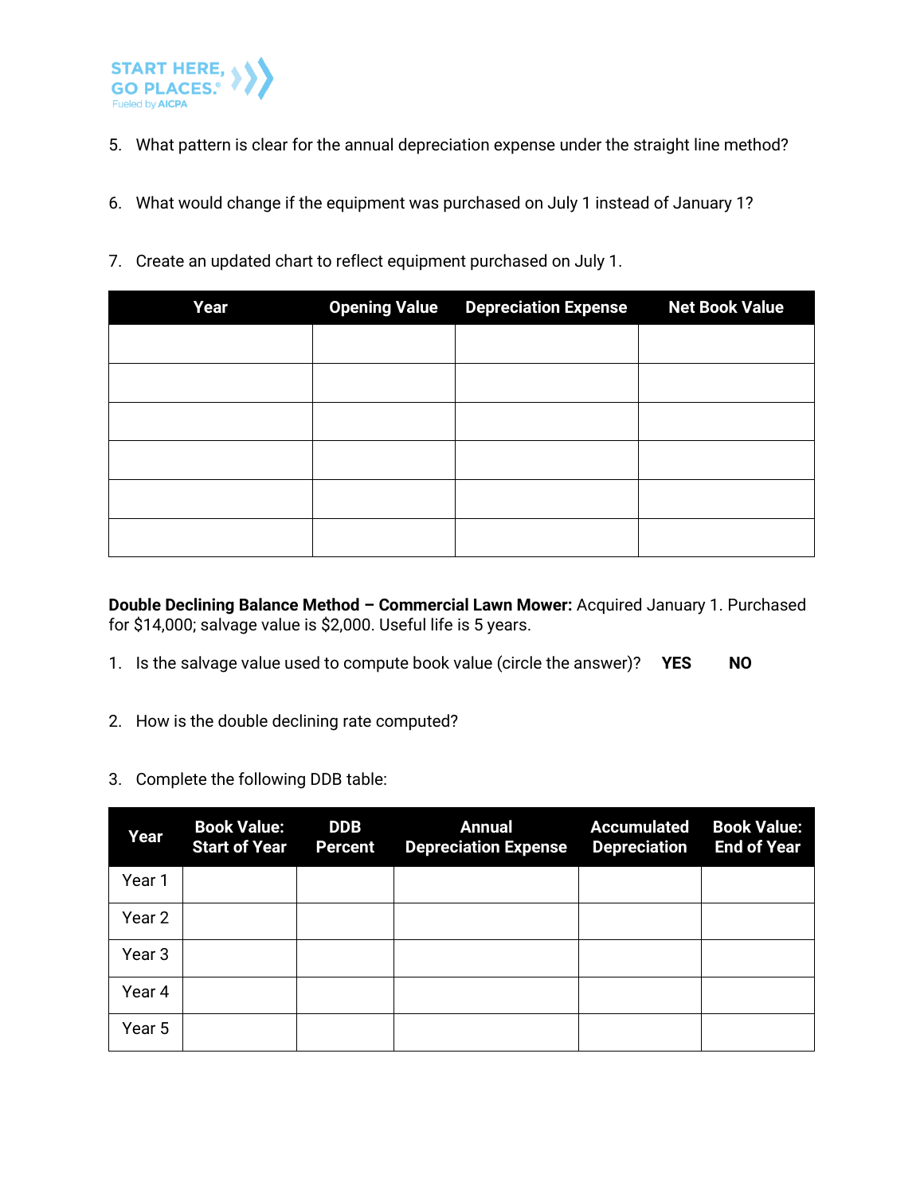5. What pattern is clear for the annual depreciation expense under the straight line method?

6. What would change if the equipment was purchased on July 1 instead of January 1?

7. Create an updated chart to reflect equipment purchased on July 1.

| Year | Opening Value | Depreciation Expense | Net Book Value |
|---|---|---|---|
| | | | |
| | | | |
| | | | |
| | | | |
| | | | |
| | | | |

**Double Declining Balance Method – Commercial Lawn Mower:** Acquired January 1. Purchased for $14,000; salvage value is $2,000. Useful life is 5 years.

1. Is the salvage value used to compute book value (circle the answer)? **YES** **NO**

2. How is the double declining rate computed?

3. Complete the following DDB table:

| Year | Book Value: Start of Year | DDB Percent | Annual Depreciation Expense | Accumulated Depreciation | Book Value: End of Year |
|---|---|---|---|---|---|
| Year 1 | | | | | |
| Year 2 | | | | | |
| Year 3 | | | | | |
| Year 4 | | | | | |
| Year 5 | | | | | |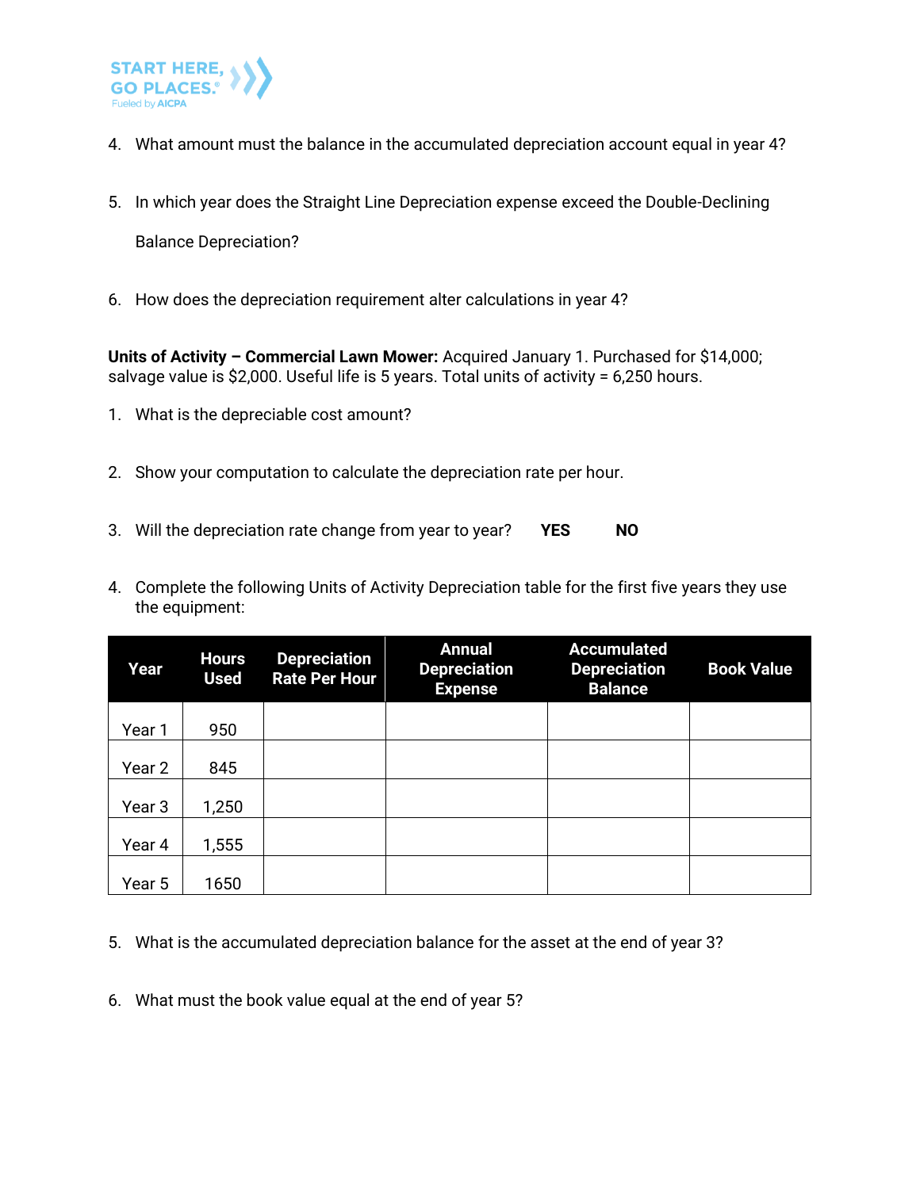4. What amount must the balance in the accumulated depreciation account equal in year 4?

5. In which year does the Straight Line Depreciation expense exceed the Double-Declining Balance Depreciation?

6. How does the depreciation requirement alter calculations in year 4?

**Units of Activity – Commercial Lawn Mower:** Acquired January 1. Purchased for $14,000; salvage value is $2,000. Useful life is 5 years. Total units of activity = 6,250 hours.

1. What is the depreciable cost amount?

2. Show your computation to calculate the depreciation rate per hour.

3. Will the depreciation rate change from year to year? **YES** **NO**

4. Complete the following Units of Activity Depreciation table for the first five years they use the equipment:

| Year | Hours Used | Depreciation Rate Per Hour | Annual Depreciation Expense | Accumulated Depreciation Balance | Book Value |
|---|---|---|---|---|---|
| Year 1 | 950 | | | | |
| Year 2 | 845 | | | | |
| Year 3 | 1,250 | | | | |
| Year 4 | 1,555 | | | | |
| Year 5 | 1650 | | | | |

5. What is the accumulated depreciation balance for the asset at the end of year 3?

6. What must the book value equal at the end of year 5?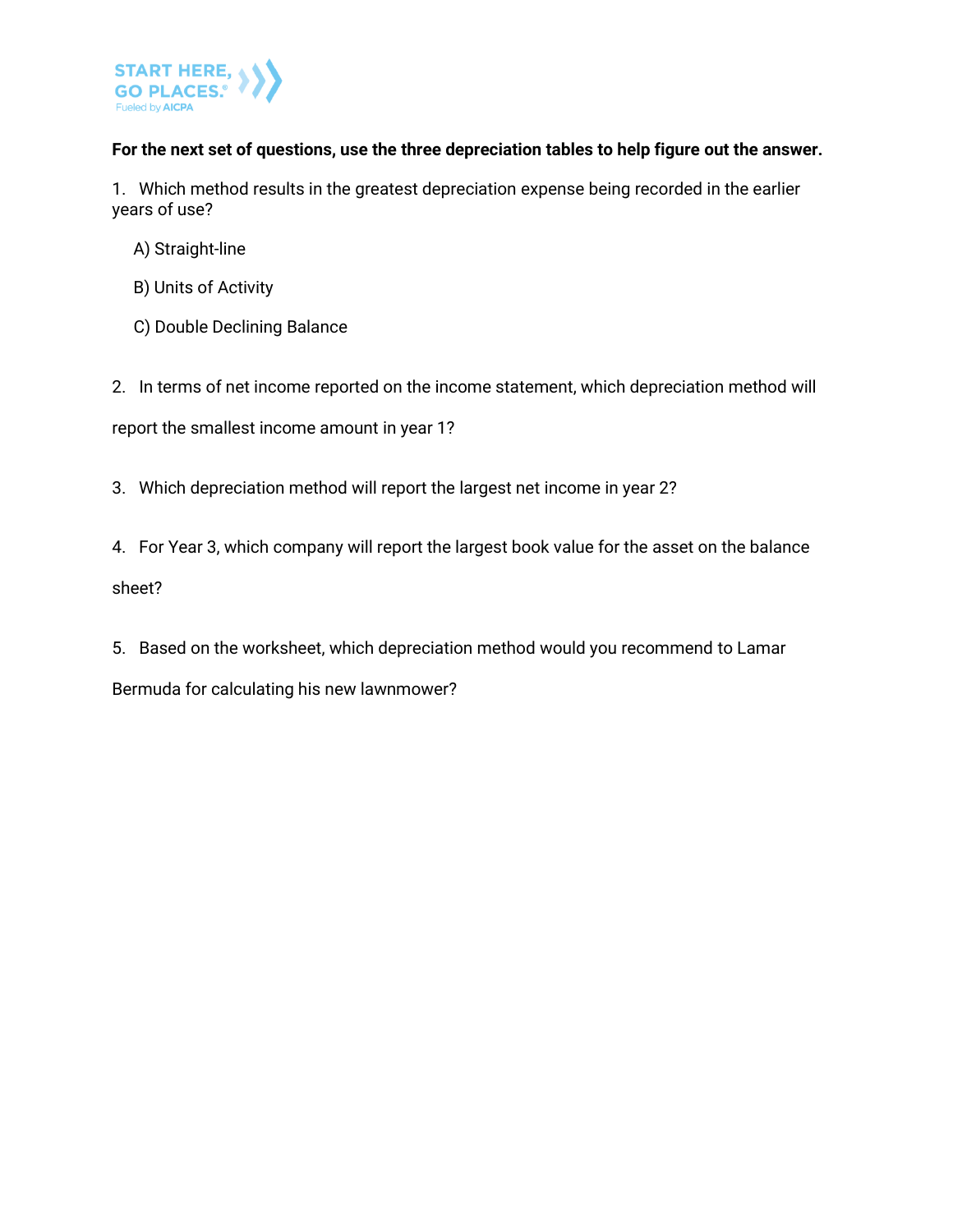**For the next set of questions, use the three depreciation tables to help figure out the answer.**

1. Which method results in the greatest depreciation expense being recorded in the earlier years of use?

    A) Straight-line

    B) Units of Activity

    C) Double Declining Balance

2. In terms of net income reported on the income statement, which depreciation method will report the smallest income amount in year 1?

3. Which depreciation method will report the largest net income in year 2?

4. For Year 3, which company will report the largest book value for the asset on the balance sheet?

5. Based on the worksheet, which depreciation method would you recommend to Lamar Bermuda for calculating his new lawnmower?